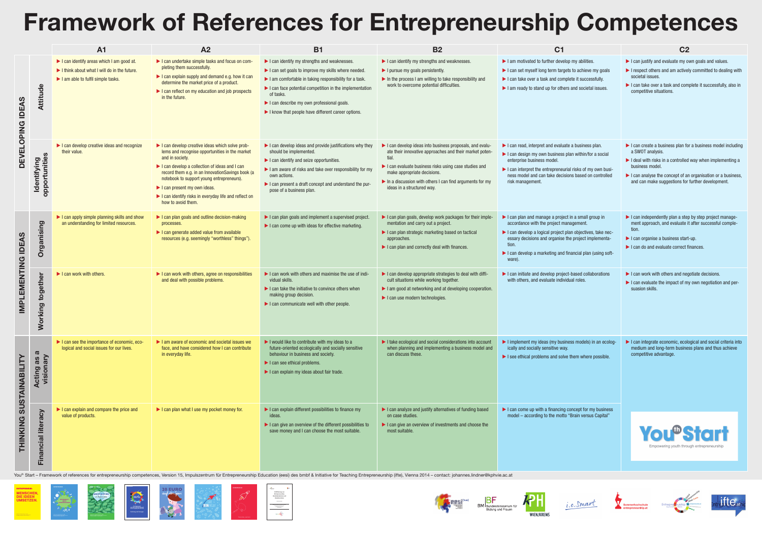# Framework of References for Entrepreneurship Competences

| | | A1 | A2 | B1 | B2 | C1 | C2 |
|---|---|---|---|---|---|---|---|
| DEVELOPING IDEAS | Attitude | ▶ I can identify areas which I am good at.<br>▶ I think about what I will do in the future.<br>▶ I am able to fulfil simple tasks. | ▶ I can undertake simple tasks and focus on completing them successfully.<br>▶ I can explain supply and demand e.g. how it can determine the market price of a product.<br>▶ I can reflect on my education and job prospects in the future. | ▶ I can identify my strengths and weaknesses.<br>▶ I can set goals to improve my skills where needed.<br>▶ I am comfortable in taking responsibility for a task.<br>▶ I can face potential competition in the implementation of tasks.<br>▶ I can describe my own professional goals.<br>▶ I know that people have different career options. | ▶ I can identify my strengths and weaknesses.<br>▶ I pursue my goals persistently.<br>▶ In the process I am willing to take responsibility and work to overcome potential difficulties. | ▶ I am motivated to further develop my abilities.<br>▶ I can set myself long term targets to achieve my goals<br>▶ I can take over a task and complete it successfully.<br>▶ I am ready to stand up for others and societal issues. | ▶ I can justify and evaluate my own goals and values.<br>▶ I respect others and am actively committed to dealing with societal issues.<br>▶ I can take over a task and complete it successfully, also in competitive situations. |
| | Identifying opportunities | ▶ I can develop creative ideas and recognize their value. | ▶ I can develop creative ideas which solve problems and recognise opportunities in the market and in society.<br>▶ I can develop a collection of ideas and I can record them e.g. in an InnovationSavings book (a notebook to support young entrepreneurs).<br>▶ I can present my own ideas.<br>▶ I can identify risks in everyday life and reflect on how to avoid them. | ▶ I can develop ideas and provide justifications why they should be implemented.<br>▶ I am aware of risks and take over responsibility for my own actions.<br>▶ I can present a draft concept and understand the purpose of a business plan. | ▶ I can develop ideas into business proposals, and evaluate their innovative approaches and their market potential.<br>▶ I can evaluate business risks using case studies and make appropriate decisions.<br>▶ In a discussion with others I can find arguments for my ideas in a structured way. | ▶ I can read, interpret and evaluate a business plan.<br>▶ I can design my own business plan within/for a social enterprise business model.<br>▶ I can interpret the entrepreneurial risks of my own business model and can take decisions based on controlled risk management. | ▶ I can create a business plan for a business model including a SWOT analysis.<br>▶ I deal with risks in a controlled way when implementing a business model.<br>▶ I can analyse the concept of an organisation or a business, and can make suggestions for further development. |
| IMPLEMENTING IDEAS | Organising | ▶ I can apply simple planning skills and show an understanding for limited resources. | ▶ I can plan goals and outline decision-making processes.<br>▶ I can generate added value from available resources (e.g. seemingly "worthless" things"). | ▶ I can plan goals and implement a supervised project.<br>▶ I can come up with ideas for effective marketing. | ▶ I can plan goals, develop work packages for their implementation and carry out a project.<br>▶ I can plan strategic marketing based on tactical approaches.<br>▶ I can plan and correctly deal with finances. | ▶ I can plan and manage a project in a small group in accordance with the project management.<br>▶ I can develop a logical project plan objectives, take necessary decisions and organise the project implementation.<br>▶ I can develop a marketing and financial plan (using software). | ▶ I can independently plan a step by step project management approach, and evaluate it after successful completion.<br>▶ I can organise a business start-up.<br>▶ I can do and evaluate correct finances. |
| | Working together | ▶ I can work with others. | ▶ I can work with others, agree on responsibilities and deal with possible problems. | ▶ I can work with others and maximise the use of individual skills.<br>▶ I can take the initiative to convince others when making group decision.<br>▶ I can communicate well with other people. | ▶ I can develop appropriate strategies to deal with difficult situations while working together.<br>▶ I am good at networking and at developing cooperation.<br>▶ I can use modern technologies. | ▶ I can initiate and develop project-based collaborations with others, and evaluate individual roles. | ▶ I can work with others and negotiate decisions.<br>▶ I can evaluate the impact of my own negotiation and persuasion skills. |
| THINKING SUSTAINABILITY | Acting as a visionary | ▶ I can see the importance of economic, ecological and social issues for our lives. | ▶ I am aware of economic and societal issues we face, and have considered how I can contribute in everyday life. | ▶ I would like to contribute with my ideas to a future-oriented ecologically and socially sensitive behaviour in business and society.<br>▶ I can see ethical problems.<br>▶ I can explain my ideas about fair trade. | ▶ I take ecological and social considerations into account when planning and implementing a business model and can discuss these. | ▶ I implement my ideas (my business models) in an ecologically and socially sensitive way.<br>▶ I see ethical problems and solve them where possible. | ▶ I can integrate economic, ecological and social criteria into medium and long-term business plans and thus achieve competitive advantage. |
| | Financial literacy | ▶ I can explain and compare the price and value of products. | ▶ I can plan what I use my pocket money for. | ▶ I can explain different possibilities to finance my ideas.<br>▶ I can give an overview of the different possibilities to save money and I can choose the most suitable. | ▶ I can analyze and justify alternatives of funding based on case studies.<br>▶ I can give an overview of investments and choose the most suitable. | ▶ I can come up with a financing concept for my business model – according to the motto "Brain versus Capital" | Youth Start – Empowering youth through entrepreneurship |

Youth Start – Framework of references for entrepreneurship competences, Version 15, Impulszentrum für Entrepreneurship Education (eesi) des bmbf & Initiative for Teaching Entrepreneurship (ifte), Vienna 2014 – contact: johannes.lindner@kphvie.ac.at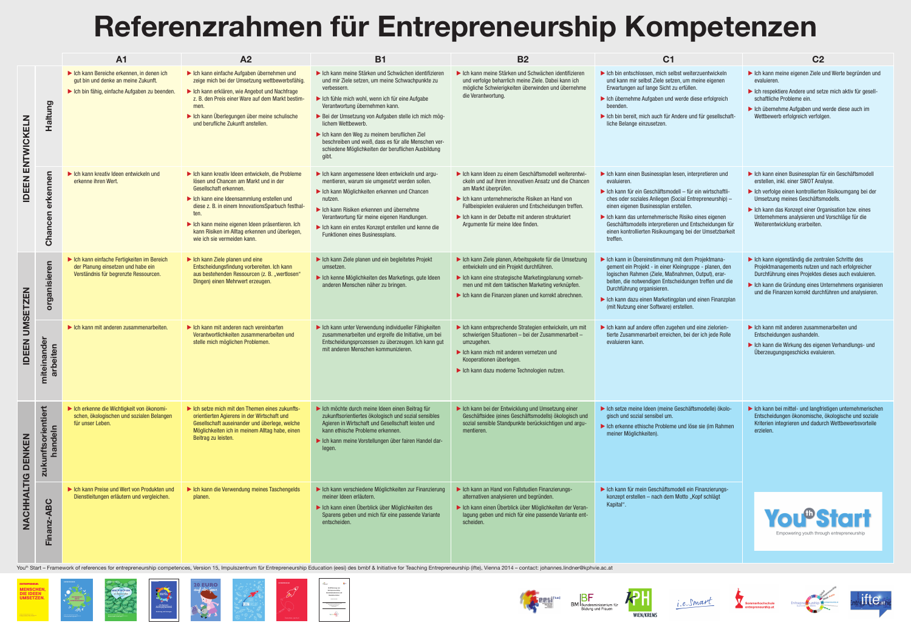# Referenzrahmen für Entrepreneurship Kompetenzen

| | | A1 | A2 | B1 | B2 | C1 | C2 |
|---|---|---|---|---|---|---|---|
| IDEEN ENTWICKELN | Haltung | ▶ Ich kann Bereiche erkennen, in denen ich gut bin und denke an meine Zukunft. ▶ Ich bin fähig, einfache Aufgaben zu beenden. | ▶ Ich kann einfache Aufgaben übernehmen und zeige mich bei der Umsetzung wettbewerbsfähig. ▶ Ich kann erklären, wie Angebot und Nachfrage z. B. den Preis einer Ware auf dem Markt bestimmen. ▶ Ich kann Überlegungen über meine schulische und berufliche Zukunft anstellen. | ▶ Ich kann meine Stärken und Schwächen identifizieren und mir Ziele setzen, um meine Schwachpunkte zu verbessern. ▶ Ich fühle mich wohl, wenn ich für eine Aufgabe Verantwortung übernehmen kann. ▶ Bei der Umsetzung von Aufgaben stelle ich mich möglichem Wettbewerb. ▶ Ich kann den Weg zu meinem beruflichen Ziel beschreiben und weiß, dass es für alle Menschen verschiedene Möglichkeiten der beruflichen Ausbildung gibt. | ▶ Ich kann meine Stärken und Schwächen identifizieren und verfolge beharrlich meine Ziele. Dabei kann ich mögliche Schwierigkeiten überwinden und übernehme die Verantwortung. | ▶ Ich bin entschlossen, mich selbst weiterzuentwickeln und kann mir selbst Ziele setzen, um meine eigenen Erwartungen auf lange Sicht zu erfüllen. ▶ Ich übernehme Aufgaben und werde diese erfolgreich beenden. ▶ Ich bin bereit, mich auch für Andere und für gesellschaftliche Belange einzusetzen. | ▶ Ich kann meine eigenen Ziele und Werte begründen und evaluieren. ▶ Ich respektiere Andere und setze mich aktiv für gesellschaftliche Probleme ein. ▶ Ich übernehme Aufgaben und werde diese auch im Wettbewerb erfolgreich verfolgen. |
| | Chancen erkennen | ▶ Ich kann kreativ Ideen entwickeln und erkenne ihren Wert. | ▶ Ich kann kreativ Ideen entwickeln, die Probleme lösen und Chancen am Markt und in der Gesellschaft erkennen. ▶ Ich kann eine Ideensammlung erstellen und diese z. B. in einem InnovationsSparbuch festhalten. ▶ Ich kann meine eigenen Ideen präsentieren. Ich kann Risiken im Alltag erkennen und überlegen, wie ich sie vermeiden kann. | ▶ Ich kann angemessene Ideen entwickeln und argumentieren, warum sie umgesetzt werden sollen. ▶ Ich kann Möglichkeiten erkennen und Chancen nutzen. ▶ Ich kann Risiken erkennen und übernehme Verantwortung für meine eigenen Handlungen. ▶ Ich kann ein erstes Konzept erstellen und kenne die Funktionen eines Businessplans. | ▶ Ich kann Ideen zu einem Geschäftsmodell weiterentwickeln und auf ihren innovativen Ansatz und die Chancen am Markt überprüfen. ▶ Ich kann unternehmerische Risiken an Hand von Fallbeispielen evaluieren und Entscheidungen treffen. ▶ Ich kann in der Debatte mit anderen strukturiert Argumente für meine Idee finden. | ▶ Ich kann einen Businessplan lesen, interpretieren und evaluieren. ▶ Ich kann für ein Geschäftsmodell – für ein wirtschaftliches oder soziales Anliegen (Social Entrepreneurship) – einen eigenen Businessplan erstellen. ▶ Ich kann das unternehmerische Risiko eines eigenen Geschäftsmodells interpretieren und Entscheidungen für einen kontrollierten Risikoumgang bei der Umsetzbarkeit treffen. | ▶ Ich kann einen Businessplan für ein Geschäftsmodell erstellen, inkl. einer SWOT Analyse. ▶ Ich verfolge einen kontrollierten Risikoumgang bei der Umsetzung meines Geschäftsmodells. ▶ Ich kann das Konzept einer Organisation bzw. eines Unternehmens analysieren und Vorschläge für die Weiterentwicklung erarbeiten. |
| IDEEN UMSETZEN | organisieren | ▶ Ich kann einfache Fertigkeiten im Bereich der Planung einsetzen und habe ein Verständnis für begrenzte Ressourcen. | ▶ Ich kann Ziele planen und eine Entscheidungsfindung vorbereiten. Ich kann aus bestehenden Ressourcen (z. B. „wertlosen" Dingen) einen Mehrwert erzeugen. | ▶ Ich kann Ziele planen und ein begleitetes Projekt umsetzen. ▶ Ich kenne Möglichkeiten des Marketings, gute Ideen anderen Menschen näher zu bringen. | ▶ Ich kann Ziele planen, Arbeitspakete für die Umsetzung entwickeln und ein Projekt durchführen. ▶ Ich kann eine strategische Marketingplanung vornehmen und mit dem taktischen Marketing verknüpfen. ▶ Ich kann die Finanzen planen und korrekt abrechnen. | ▶ Ich kann in Übereinstimmung mit dem Projektmanagement ein Projekt - in einer Kleingruppe - planen, den logischen Rahmen (Ziele, Maßnahmen, Output), erarbeiten, die notwendigen Entscheidungen treffen und die Durchführung organisieren. ▶ Ich kann dazu einen Marketingplan und einen Finanzplan (mit Nutzung einer Software) erstellen. | ▶ Ich kann eigenständig die zentralen Schritte des Projektmanagements nutzen und nach erfolgreicher Durchführung eines Projektes dieses auch evaluieren. ▶ Ich kann die Gründung eines Unternehmens organisieren und die Finanzen korrekt durchführen und analysieren. |
| | miteinander arbeiten | ▶ Ich kann mit anderen zusammenarbeiten. | ▶ Ich kann mit anderen nach vereinbarten Verantwortlichkeiten zusammenarbeiten und stelle mich möglichen Problemen. | ▶ Ich kann unter Verwendung individueller Fähigkeiten zusammenarbeiten und ergreife die Initiative, um bei Entscheidungsprozessen zu überzeugen. Ich kann gut mit anderen Menschen kommunizieren. | ▶ Ich kann entsprechende Strategien entwickeln, um mit schwierigen Situationen – bei der Zusammenarbeit – umzugehen. ▶ Ich kann mich mit anderen vernetzen und Kooperationen überlegen. ▶ Ich kann dazu moderne Technologien nutzen. | ▶ Ich kann auf andere offen zugehen und eine zielorientierte Zusammenarbeit erreichen, bei der ich jede Rolle evaluieren kann. | ▶ Ich kann mit anderen zusammenarbeiten und Entscheidungen aushandeln. ▶ Ich kann die Wirkung des eigenen Verhandlungs- und Überzeugungsgeschicks evaluieren. |
| NACHHALTIG DENKEN | zukunftsorientiert handeln | ▶ Ich erkenne die Wichtigkeit von ökonomischen, ökologischen und sozialen Belangen für unser Leben. | ▶ Ich setze mich mit den Themen eines zukunftsorientierten Agierens in der Wirtschaft und Gesellschaft auseinander und überlege, welche Möglichkeiten ich in meinem Alltag habe, einen Beitrag zu leisten. | ▶ Ich möchte durch meine Ideen einen Beitrag für zukunftsorientiertes ökologisch und sozial sensibles Agieren in Wirtschaft und Gesellschaft leisten und kann ethische Probleme erkennen. ▶ Ich kann meine Vorstellungen über fairen Handel darlegen. | ▶ Ich kann bei der Entwicklung und Umsetzung einer Geschäftsidee (eines Geschäftsmodells) ökologisch und sozial sensible Standpunkte berücksichtigen und argumentieren. | ▶ Ich setze meine Ideen (meine Geschäftsmodelle) ökologisch und sozial sensibel um. ▶ Ich erkenne ethische Probleme und löse sie (im Rahmen meiner Möglichkeiten). | ▶ Ich kann bei mittel- und langfristigen unternehmerischen Entscheidungen ökonomische, ökologische und soziale Kriterien integrieren und dadurch Wettbewerbsvorteile erzielen. |
| | Finanz-ABC | ▶ Ich kann Preise und Wert von Produkten und Dienstleistungen erläutern und vergleichen. | ▶ Ich kann die Verwendung meines Taschengelds planen. | ▶ Ich kann verschiedene Möglichkeiten zur Finanzierung meiner Ideen erläutern. ▶ Ich kann einen Überblick über Möglichkeiten des Sparens geben und mich für eine passende Variante entscheiden. | ▶ Ich kann an Hand von Fallstudien Finanzierungsalternativen analysieren und begründen. ▶ Ich kann einen Überblick über Möglichkeiten der Veranlagung geben und mich für eine passende Variante entscheiden. | ▶ Ich kann für mein Geschäftsmodell ein Finanzierungskonzept erstellen – nach dem Motto „Kopf schlägt Kapital". | You^th Start – Empowering youth through entrepreneurship |

You[th] Start – Framework of references for entrepreneurship competences, Version 15, Impulszentrum für Entrepreneurship Education (eesi) des bmbf & Initiative for Teaching Entrepreneurship (ifte), Vienna 2014 – contact: johannes.lindner@kphvie.ac.at